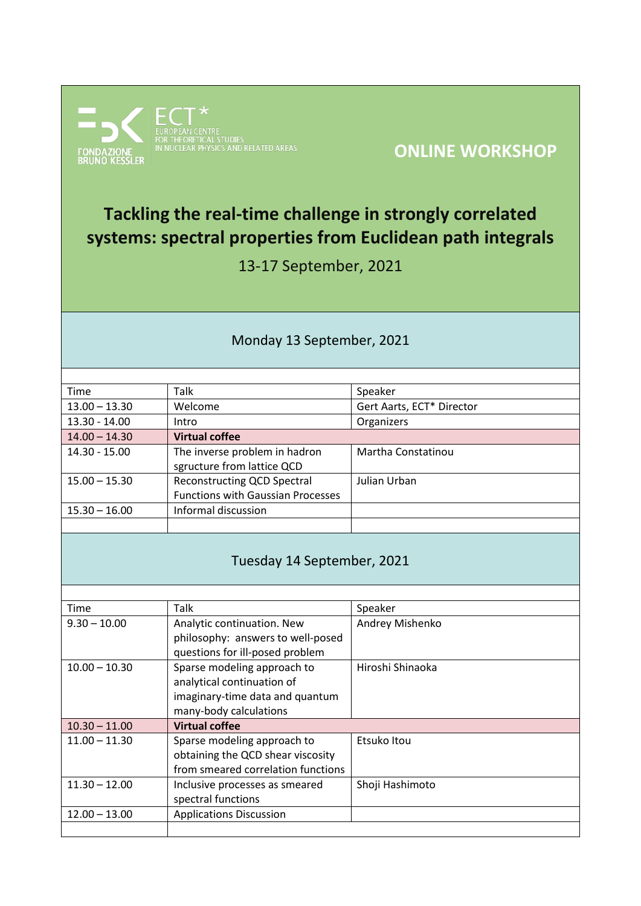FONDAZIONE BRUNO KESSLER

ECT* EUROPEAN CENTRE FOR THEORETICAL STUDIES IN NUCLEAR PHYSICS AND RELATED AREAS

**ONLINE WORKSHOP**

# Tackling the real-time challenge in strongly correlated systems: spectral properties from Euclidean path integrals

13-17 September, 2021

## Monday 13 September, 2021

| Time | Talk | Speaker |
|---|---|---|
| 13.00 – 13.30 | Welcome | Gert Aarts, ECT* Director |
| 13.30 - 14.00 | Intro | Organizers |
| 14.00 – 14.30 | **Virtual coffee** | |
| 14.30 - 15.00 | The inverse problem in hadron sgructure from lattice QCD | Martha Constatinou |
| 15.00 – 15.30 | Reconstructing QCD Spectral Functions with Gaussian Processes | Julian Urban |
| 15.30 – 16.00 | Informal discussion | |

## Tuesday 14 September, 2021

| Time | Talk | Speaker |
|---|---|---|
| 9.30 – 10.00 | Analytic continuation. New philosophy: answers to well-posed questions for ill-posed problem | Andrey Mishenko |
| 10.00 – 10.30 | Sparse modeling approach to analytical continuation of imaginary-time data and quantum many-body calculations | Hiroshi Shinaoka |
| 10.30 – 11.00 | **Virtual coffee** | |
| 11.00 – 11.30 | Sparse modeling approach to obtaining the QCD shear viscosity from smeared correlation functions | Etsuko Itou |
| 11.30 – 12.00 | Inclusive processes as smeared spectral functions | Shoji Hashimoto |
| 12.00 – 13.00 | Applications Discussion | |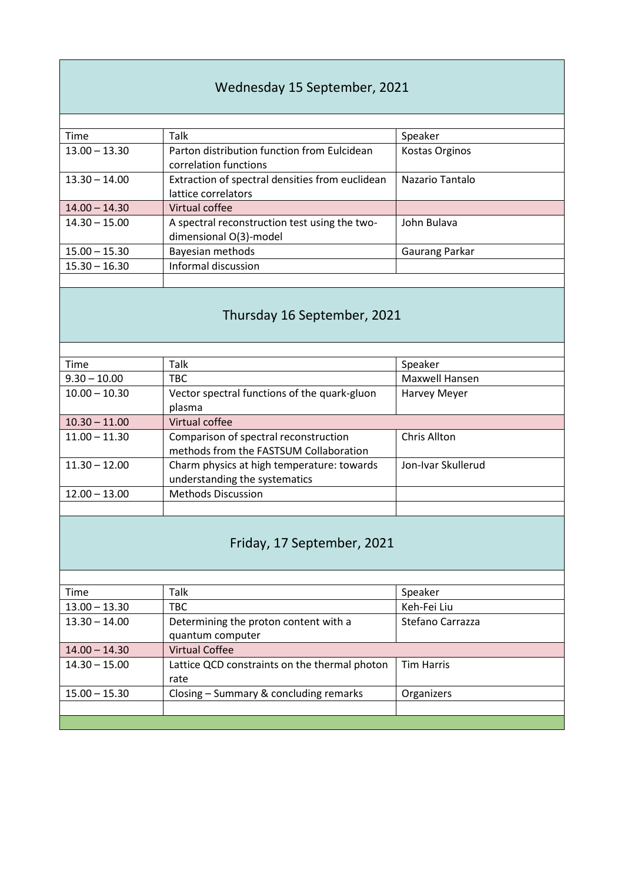## Wednesday 15 September, 2021

| Time | Talk | Speaker |
|---|---|---|
| 13.00 – 13.30 | Parton distribution function from Eulcidean correlation functions | Kostas Orginos |
| 13.30 – 14.00 | Extraction of spectral densities from euclidean lattice correlators | Nazario Tantalo |
| 14.00 – 14.30 | Virtual coffee | |
| 14.30 – 15.00 | A spectral reconstruction test using the two-dimensional O(3)-model | John Bulava |
| 15.00 – 15.30 | Bayesian methods | Gaurang Parkar |
| 15.30 – 16.30 | Informal discussion | |

## Thursday 16 September, 2021

| Time | Talk | Speaker |
|---|---|---|
| 9.30 – 10.00 | TBC | Maxwell Hansen |
| 10.00 – 10.30 | Vector spectral functions of the quark-gluon plasma | Harvey Meyer |
| 10.30 – 11.00 | Virtual coffee | |
| 11.00 – 11.30 | Comparison of spectral reconstruction methods from the FASTSUM Collaboration | Chris Allton |
| 11.30 – 12.00 | Charm physics at high temperature: towards understanding the systematics | Jon-Ivar Skullerud |
| 12.00 – 13.00 | Methods Discussion | |

## Friday, 17 September, 2021

| Time | Talk | Speaker |
|---|---|---|
| 13.00 – 13.30 | TBC | Keh-Fei Liu |
| 13.30 – 14.00 | Determining the proton content with a quantum computer | Stefano Carrazza |
| 14.00 – 14.30 | Virtual Coffee | |
| 14.30 – 15.00 | Lattice QCD constraints on the thermal photon rate | Tim Harris |
| 15.00 – 15.30 | Closing – Summary & concluding remarks | Organizers |